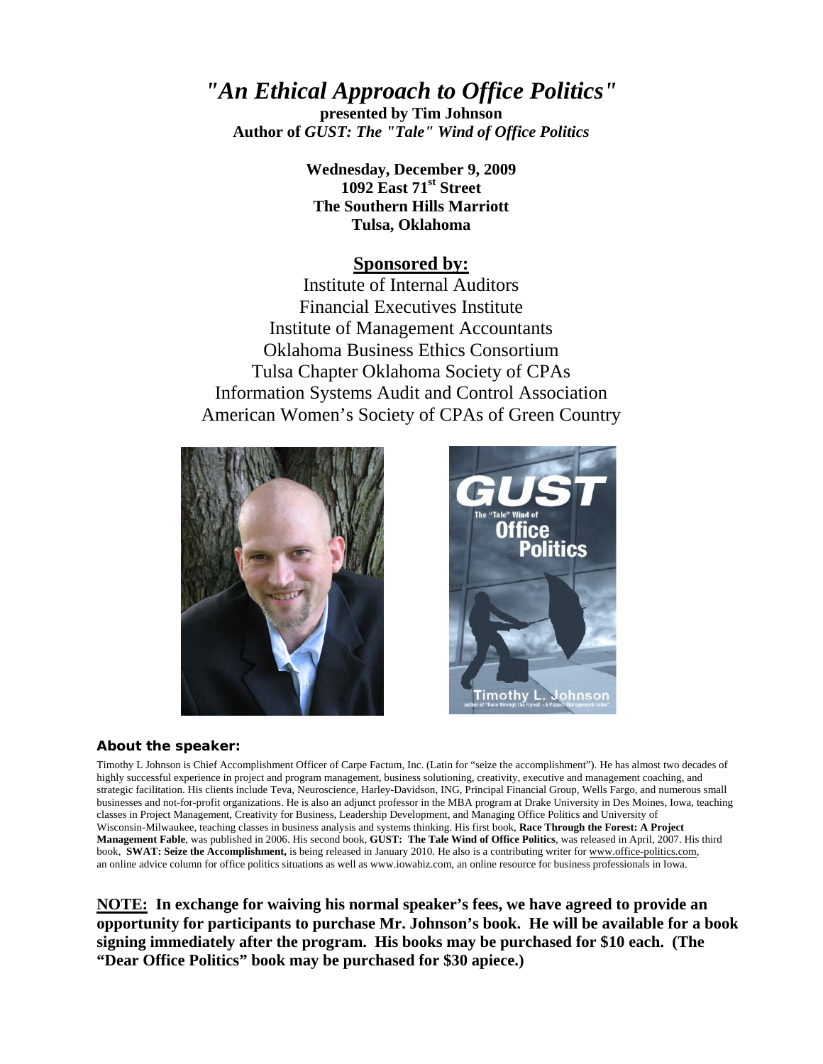# *"An Ethical Approach to Office Politics"*

**presented by Tim Johnson**
**Author of *GUST: The "Tale" Wind of Office Politics***

**Wednesday, December 9, 2009**
**1092 East 71st Street**
**The Southern Hills Marriott**
**Tulsa, Oklahoma**

## Sponsored by:

Institute of Internal Auditors
Financial Executives Institute
Institute of Management Accountants
Oklahoma Business Ethics Consortium
Tulsa Chapter Oklahoma Society of CPAs
Information Systems Audit and Control Association
American Women's Society of CPAs of Green Country

### About the speaker:

Timothy L Johnson is Chief Accomplishment Officer of Carpe Factum, Inc. (Latin for "seize the accomplishment"). He has almost two decades of highly successful experience in project and program management, business solutioning, creativity, executive and management coaching, and strategic facilitation. His clients include Teva, Neuroscience, Harley-Davidson, ING, Principal Financial Group, Wells Fargo, and numerous small businesses and not-for-profit organizations. He is also an adjunct professor in the MBA program at Drake University in Des Moines, Iowa, teaching classes in Project Management, Creativity for Business, Leadership Development, and Managing Office Politics and University of Wisconsin-Milwaukee, teaching classes in business analysis and systems thinking. His first book, **Race Through the Forest: A Project Management Fable**, was published in 2006. His second book, **GUST: The Tale Wind of Office Politics**, was released in April, 2007. His third book, **SWAT: Seize the Accomplishment,** is being released in January 2010. He also is a contributing writer for www.office-politics.com, an online advice column for office politics situations as well as www.iowabiz.com, an online resource for business professionals in Iowa.

**NOTE: In exchange for waiving his normal speaker's fees, we have agreed to provide an opportunity for participants to purchase Mr. Johnson's book. He will be available for a book signing immediately after the program. His books may be purchased for $10 each. (The "Dear Office Politics" book may be purchased for $30 apiece.)**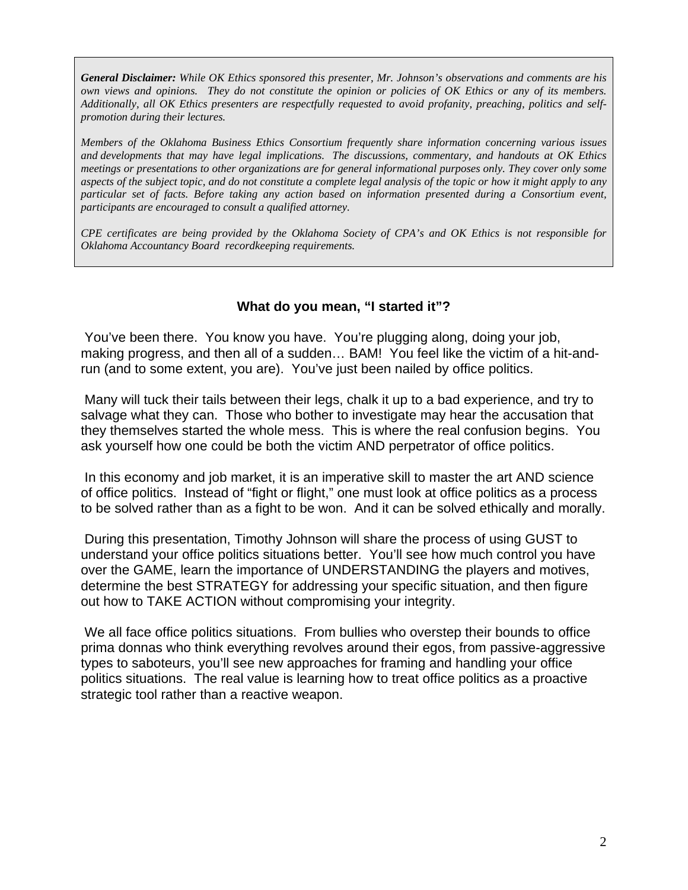***General Disclaimer:*** *While OK Ethics sponsored this presenter, Mr. Johnson's observations and comments are his own views and opinions. They do not constitute the opinion or policies of OK Ethics or any of its members. Additionally, all OK Ethics presenters are respectfully requested to avoid profanity, preaching, politics and self-promotion during their lectures.*

*Members of the Oklahoma Business Ethics Consortium frequently share information concerning various issues and developments that may have legal implications. The discussions, commentary, and handouts at OK Ethics meetings or presentations to other organizations are for general informational purposes only. They cover only some aspects of the subject topic, and do not constitute a complete legal analysis of the topic or how it might apply to any particular set of facts. Before taking any action based on information presented during a Consortium event, participants are encouraged to consult a qualified attorney.*

*CPE certificates are being provided by the Oklahoma Society of CPA's and OK Ethics is not responsible for Oklahoma Accountancy Board recordkeeping requirements.*

## What do you mean, "I started it"?

You've been there. You know you have. You're plugging along, doing your job, making progress, and then all of a sudden… BAM! You feel like the victim of a hit-and-run (and to some extent, you are). You've just been nailed by office politics.

Many will tuck their tails between their legs, chalk it up to a bad experience, and try to salvage what they can. Those who bother to investigate may hear the accusation that they themselves started the whole mess. This is where the real confusion begins. You ask yourself how one could be both the victim AND perpetrator of office politics.

In this economy and job market, it is an imperative skill to master the art AND science of office politics. Instead of "fight or flight," one must look at office politics as a process to be solved rather than as a fight to be won. And it can be solved ethically and morally.

During this presentation, Timothy Johnson will share the process of using GUST to understand your office politics situations better. You'll see how much control you have over the GAME, learn the importance of UNDERSTANDING the players and motives, determine the best STRATEGY for addressing your specific situation, and then figure out how to TAKE ACTION without compromising your integrity.

We all face office politics situations. From bullies who overstep their bounds to office prima donnas who think everything revolves around their egos, from passive-aggressive types to saboteurs, you'll see new approaches for framing and handling your office politics situations. The real value is learning how to treat office politics as a proactive strategic tool rather than a reactive weapon.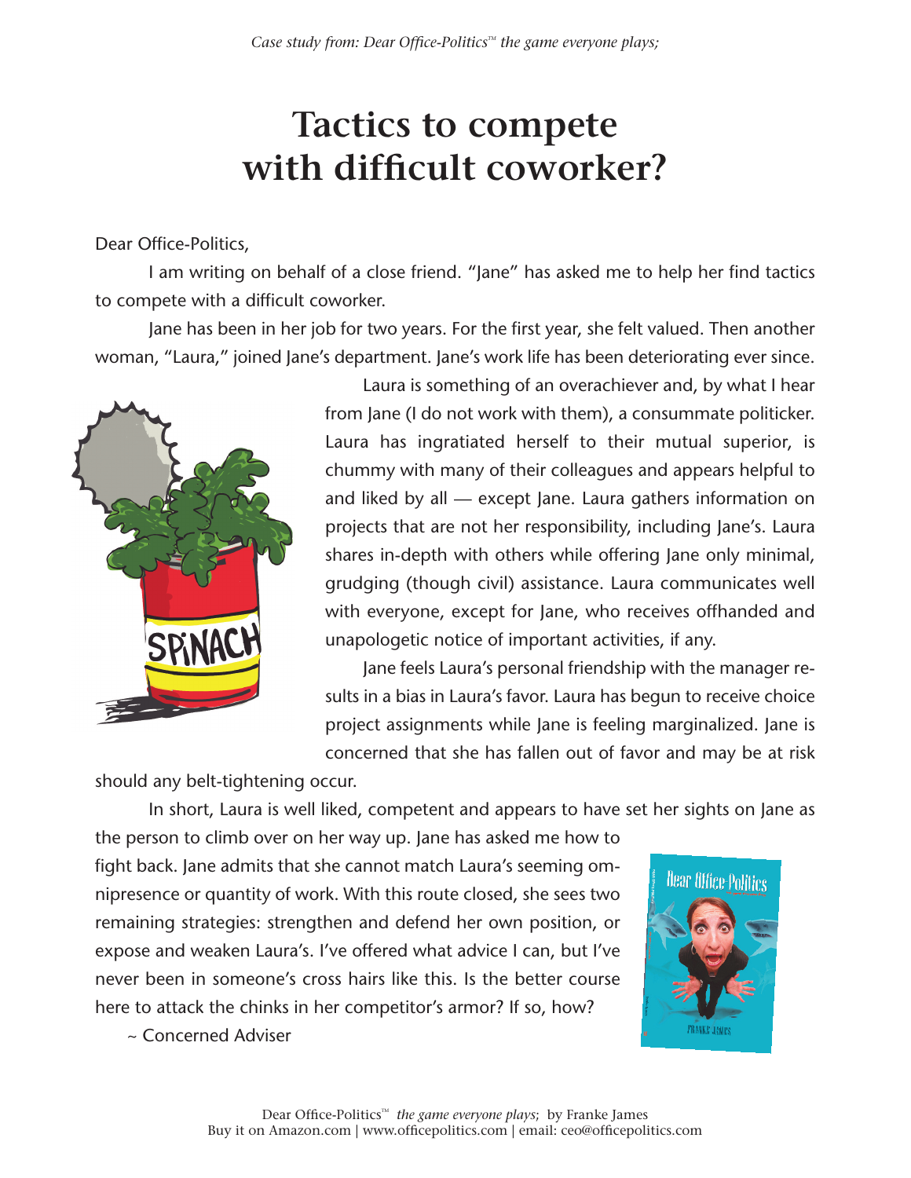# Tactics to compete with difficult coworker?

Dear Office-Politics,

I am writing on behalf of a close friend. "Jane" has asked me to help her find tactics to compete with a difficult coworker.

Jane has been in her job for two years. For the first year, she felt valued. Then another woman, "Laura," joined Jane's department. Jane's work life has been deteriorating ever since.

Laura is something of an overachiever and, by what I hear from Jane (I do not work with them), a consummate politicker. Laura has ingratiated herself to their mutual superior, is chummy with many of their colleagues and appears helpful to and liked by all — except Jane. Laura gathers information on projects that are not her responsibility, including Jane's. Laura shares in-depth with others while offering Jane only minimal, grudging (though civil) assistance. Laura communicates well with everyone, except for Jane, who receives offhanded and unapologetic notice of important activities, if any.

Jane feels Laura's personal friendship with the manager results in a bias in Laura's favor. Laura has begun to receive choice project assignments while Jane is feeling marginalized. Jane is concerned that she has fallen out of favor and may be at risk should any belt-tightening occur.

In short, Laura is well liked, competent and appears to have set her sights on Jane as the person to climb over on her way up. Jane has asked me how to fight back. Jane admits that she cannot match Laura's seeming omnipresence or quantity of work. With this route closed, she sees two remaining strategies: strengthen and defend her own position, or expose and weaken Laura's. I've offered what advice I can, but I've never been in someone's cross hairs like this. Is the better course here to attack the chinks in her competitor's armor? If so, how?

~ Concerned Adviser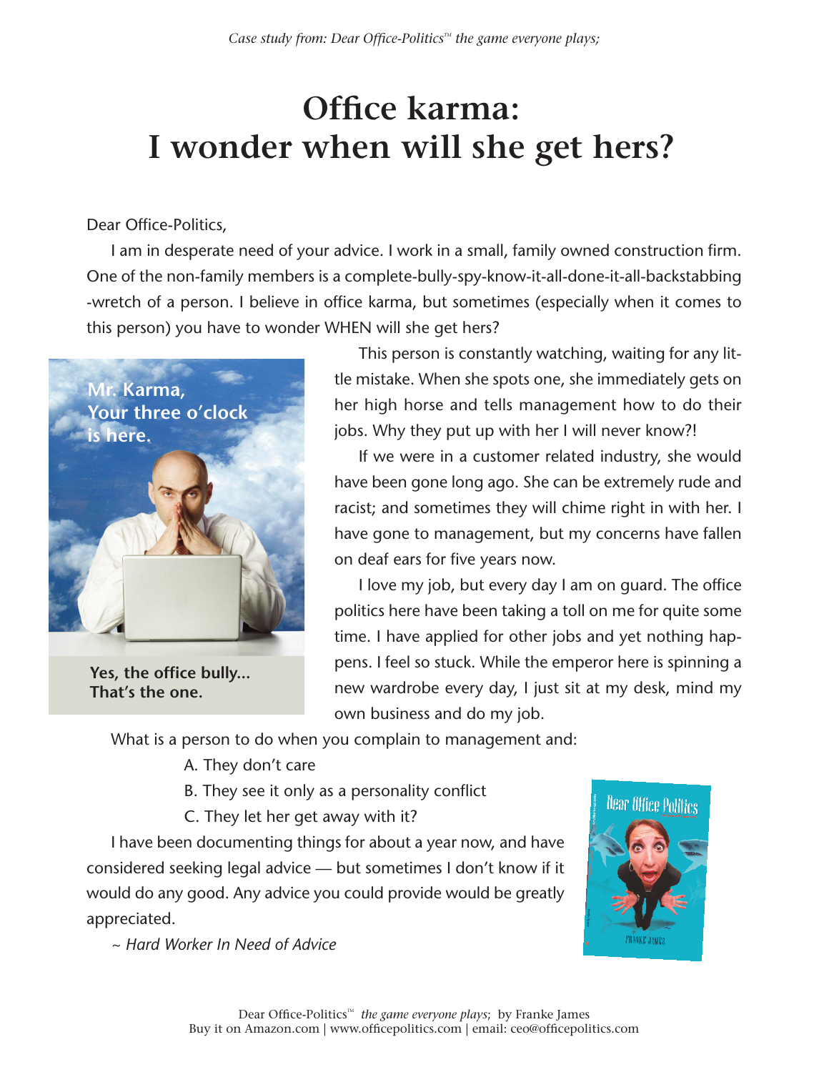# Office karma: I wonder when will she get hers?

Dear Office-Politics,

I am in desperate need of your advice. I work in a small, family owned construction firm. One of the non-family members is a complete-bully-spy-know-it-all-done-it-all-backstabbing-wretch of a person. I believe in office karma, but sometimes (especially when it comes to this person) you have to wonder WHEN will she get hers?

Mr. Karma, Your three o'clock is here.

Yes, the office bully... That's the one.

This person is constantly watching, waiting for any little mistake. When she spots one, she immediately gets on her high horse and tells management how to do their jobs. Why they put up with her I will never know?!

If we were in a customer related industry, she would have been gone long ago. She can be extremely rude and racist; and sometimes they will chime right in with her. I have gone to management, but my concerns have fallen on deaf ears for five years now.

I love my job, but every day I am on guard. The office politics here have been taking a toll on me for quite some time. I have applied for other jobs and yet nothing happens. I feel so stuck. While the emperor here is spinning a new wardrobe every day, I just sit at my desk, mind my own business and do my job.

What is a person to do when you complain to management and:

A. They don't care

B. They see it only as a personality conflict

C. They let her get away with it?

I have been documenting things for about a year now, and have considered seeking legal advice — but sometimes I don't know if it would do any good. Any advice you could provide would be greatly appreciated.

*~ Hard Worker In Need of Advice*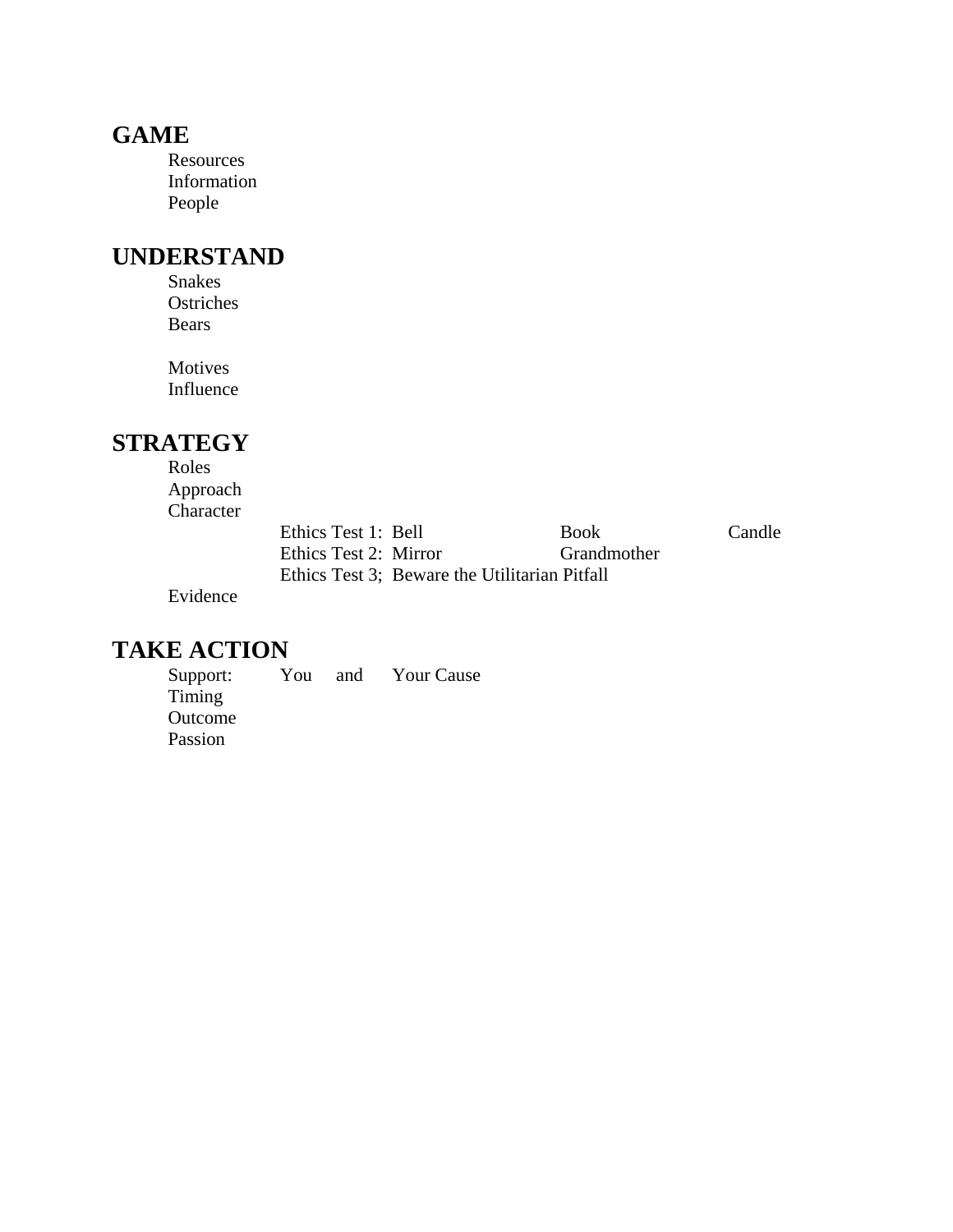## GAME

- Resources
- Information
- People

## UNDERSTAND

- Snakes
- Ostriches
- Bears

- Motives
- Influence

## STRATEGY

- Roles
- Approach
- Character
  - Ethics Test 1: Bell Book Candle
  - Ethics Test 2: Mirror Grandmother
  - Ethics Test 3; Beware the Utilitarian Pitfall
- Evidence

## TAKE ACTION

- Support: You and Your Cause
- Timing
- Outcome
- Passion